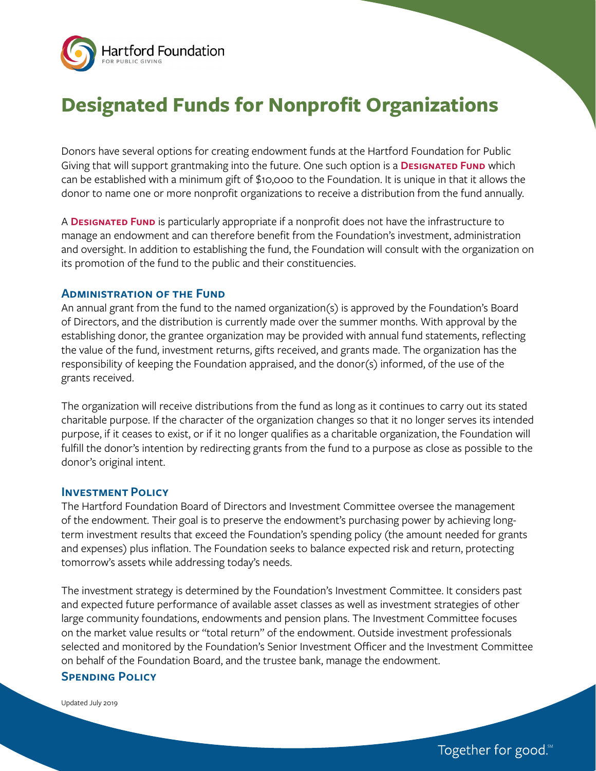# Designated Funds for Nonprofit Organizations

Donors have several options for creating endowment funds at the Hartford Foundation for Public Giving that will support grantmaking into the future. One such option is a **Designated Fund** which can be established with a minimum gift of $10,000 to the Foundation. It is unique in that it allows the donor to name one or more nonprofit organizations to receive a distribution from the fund annually.

A **Designated Fund** is particularly appropriate if a nonprofit does not have the infrastructure to manage an endowment and can therefore benefit from the Foundation's investment, administration and oversight. In addition to establishing the fund, the Foundation will consult with the organization on its promotion of the fund to the public and their constituencies.

## Administration of the Fund

An annual grant from the fund to the named organization(s) is approved by the Foundation's Board of Directors, and the distribution is currently made over the summer months. With approval by the establishing donor, the grantee organization may be provided with annual fund statements, reflecting the value of the fund, investment returns, gifts received, and grants made. The organization has the responsibility of keeping the Foundation appraised, and the donor(s) informed, of the use of the grants received.

The organization will receive distributions from the fund as long as it continues to carry out its stated charitable purpose. If the character of the organization changes so that it no longer serves its intended purpose, if it ceases to exist, or if it no longer qualifies as a charitable organization, the Foundation will fulfill the donor's intention by redirecting grants from the fund to a purpose as close as possible to the donor's original intent.

## Investment Policy

The Hartford Foundation Board of Directors and Investment Committee oversee the management of the endowment. Their goal is to preserve the endowment's purchasing power by achieving long-term investment results that exceed the Foundation's spending policy (the amount needed for grants and expenses) plus inflation. The Foundation seeks to balance expected risk and return, protecting tomorrow's assets while addressing today's needs.

The investment strategy is determined by the Foundation's Investment Committee. It considers past and expected future performance of available asset classes as well as investment strategies of other large community foundations, endowments and pension plans. The Investment Committee focuses on the market value results or "total return" of the endowment. Outside investment professionals selected and monitored by the Foundation's Senior Investment Officer and the Investment Committee on behalf of the Foundation Board, and the trustee bank, manage the endowment.

## Spending Policy

Updated July 2019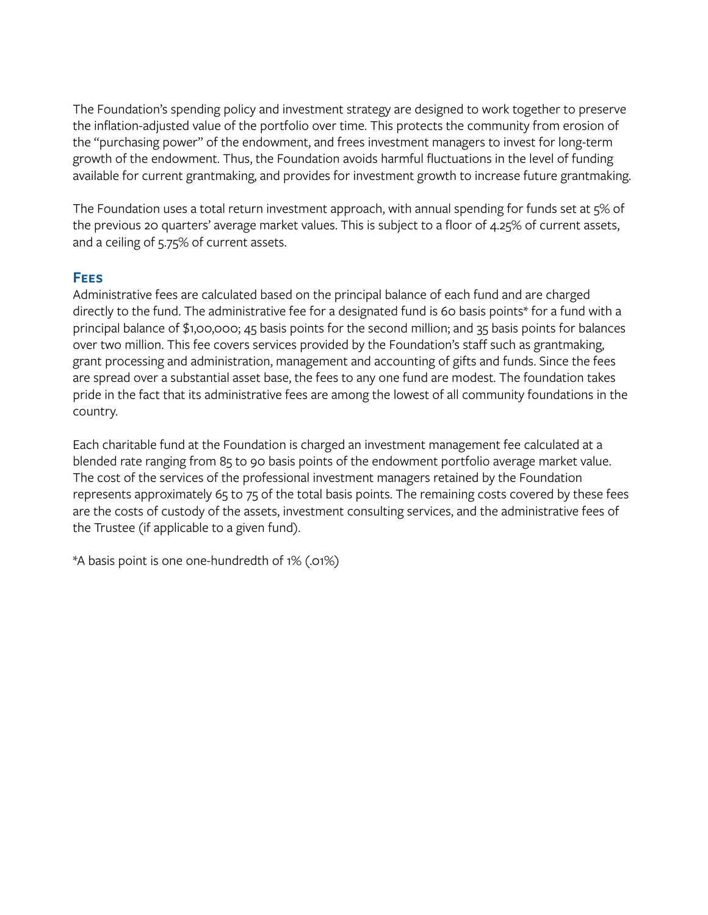The Foundation's spending policy and investment strategy are designed to work together to preserve the inflation-adjusted value of the portfolio over time. This protects the community from erosion of the "purchasing power" of the endowment, and frees investment managers to invest for long-term growth of the endowment. Thus, the Foundation avoids harmful fluctuations in the level of funding available for current grantmaking, and provides for investment growth to increase future grantmaking.

The Foundation uses a total return investment approach, with annual spending for funds set at 5% of the previous 20 quarters' average market values. This is subject to a floor of 4.25% of current assets, and a ceiling of 5.75% of current assets.

## Fees

Administrative fees are calculated based on the principal balance of each fund and are charged directly to the fund. The administrative fee for a designated fund is 60 basis points* for a fund with a principal balance of $1,00,000; 45 basis points for the second million; and 35 basis points for balances over two million. This fee covers services provided by the Foundation's staff such as grantmaking, grant processing and administration, management and accounting of gifts and funds. Since the fees are spread over a substantial asset base, the fees to any one fund are modest. The foundation takes pride in the fact that its administrative fees are among the lowest of all community foundations in the country.

Each charitable fund at the Foundation is charged an investment management fee calculated at a blended rate ranging from 85 to 90 basis points of the endowment portfolio average market value. The cost of the services of the professional investment managers retained by the Foundation represents approximately 65 to 75 of the total basis points. The remaining costs covered by these fees are the costs of custody of the assets, investment consulting services, and the administrative fees of the Trustee (if applicable to a given fund).

*A basis point is one one-hundredth of 1% (.01%)